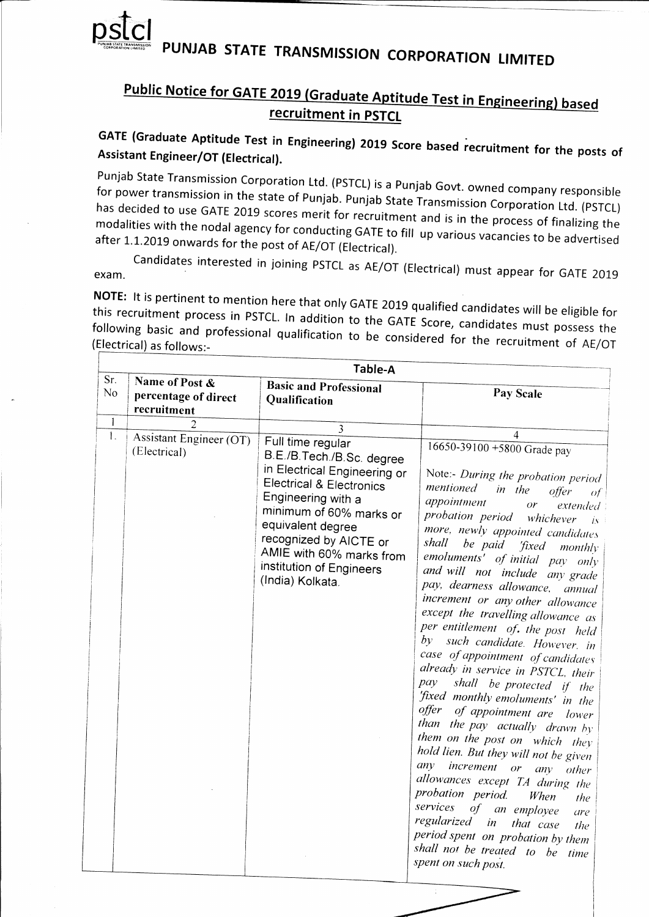# PUNJAB STATE TRANSMISSION CORPORATION LIMITED

## Public Notice for GATE 2019 (Graduate Aptitude Test in Engineering) based recruitment in PSTCL

**GATE (Graduate Aptitude Test in Engineering) 2019 Score based recruitment for the posts of Assistant Engineer/OT (Electrical).**

Punjab State Transmission Corporation Ltd. (PSTCL) is a Punjab Govt. owned company responsible for power transmission in the state of Punjab. Punjab State Transmission Corporation Ltd. (PSTCL) has decided to use GATE 2019 scores merit for recruitment and is in the process of finalizing the modalities with the nodal agency for conducting GATE to fill up various vacancies to be advertised after 1.1.2019 onwards for the post of AE/OT (Electrical).

Candidates interested in joining PSTCL as AE/OT (Electrical) must appear for GATE 2019 exam.

**NOTE:** It is pertinent to mention here that only GATE 2019 qualified candidates will be eligible for this recruitment process in PSTCL. In addition to the GATE Score, candidates must possess the following basic and professional qualification to be considered for the recruitment of AE/OT (Electrical) as follows:-

**Table-A**

| Sr. No | Name of Post & percentage of direct recruitment | Basic and Professional Qualification | Pay Scale |
|---|---|---|---|
| 1 | 2 | 3 | 4 |
| 1. | Assistant Engineer (OT) (Electrical) | Full time regular B.E./B.Tech./B.Sc. degree in Electrical Engineering or Electrical & Electronics Engineering with a minimum of 60% marks or equivalent degree recognized by AICTE or AMIE with 60% marks from institution of Engineers (India) Kolkata. | 16650-39100 +5800 Grade pay<br><br>Note:- *During the probation period mentioned in the offer of appointment or extended probation period whichever is more, newly appointed candidates shall be paid 'fixed monthly emoluments' of initial pay only and will not include any grade pay, dearness allowance, annual increment or any other allowance except the travelling allowance as per entitlement of. the post held by such candidate. However, in case of appointment of candidates already in service in PSTCL, their pay shall be protected if the 'fixed monthly emoluments' in the offer of appointment are lower than the pay actually drawn by them on the post on which they hold lien. But they will not be given any increment or any other allowances except TA during the probation period. When the services of an employee are regularized in that case the period spent on probation by them shall not be treated to be time spent on such post.* |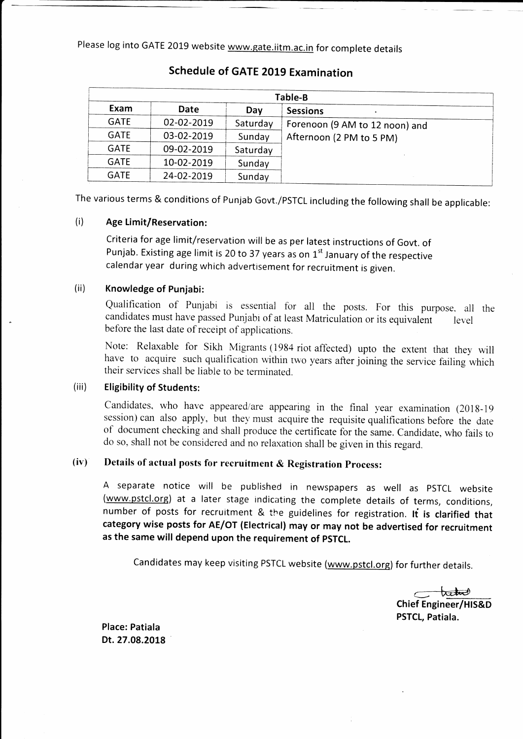Please log into GATE 2019 website www.gate.iitm.ac.in for complete details

## Schedule of GATE 2019 Examination

| Table-B | | | |
|---|---|---|---|
| **Exam** | **Date** | **Day** | **Sessions** |
| GATE | 02-02-2019 | Saturday | Forenoon (9 AM to 12 noon) and Afternoon (2 PM to 5 PM) |
| GATE | 03-02-2019 | Sunday | |
| GATE | 09-02-2019 | Saturday | |
| GATE | 10-02-2019 | Sunday | |
| GATE | 24-02-2019 | Sunday | |

The various terms & conditions of Punjab Govt./PSTCL including the following shall be applicable:

(i) **Age Limit/Reservation:**

Criteria for age limit/reservation will be as per latest instructions of Govt. of Punjab. Existing age limit is 20 to 37 years as on 1st January of the respective calendar year during which advertisement for recruitment is given.

(ii) **Knowledge of Punjabi:**

Qualification of Punjabi is essential for all the posts. For this purpose, all the candidates must have passed Punjabi of at least Matriculation or its equivalent level before the last date of receipt of applications.

Note: Relaxable for Sikh Migrants (1984 riot affected) upto the extent that they will have to acquire such qualification within two years after joining the service failing which their services shall be liable to be terminated.

(iii) **Eligibility of Students:**

Candidates, who have appeared/are appearing in the final year examination (2018-19 session) can also apply, but they must acquire the requisite qualifications before the date of document checking and shall produce the certificate for the same. Candidate, who fails to do so, shall not be considered and no relaxation shall be given in this regard.

(iv) **Details of actual posts for recruitment & Registration Process:**

A separate notice will be published in newspapers as well as PSTCL website (www.pstcl.org) at a later stage indicating the complete details of terms, conditions, number of posts for recruitment & the guidelines for registration. **It is clarified that category wise posts for AE/OT (Electrical) may or may not be advertised for recruitment as the same will depend upon the requirement of PSTCL.**

Candidates may keep visiting PSTCL website (www.pstcl.org) for further details.

**Chief Engineer/HIS&D**
**PSTCL, Patiala.**

**Place: Patiala**
**Dt. 27.08.2018**